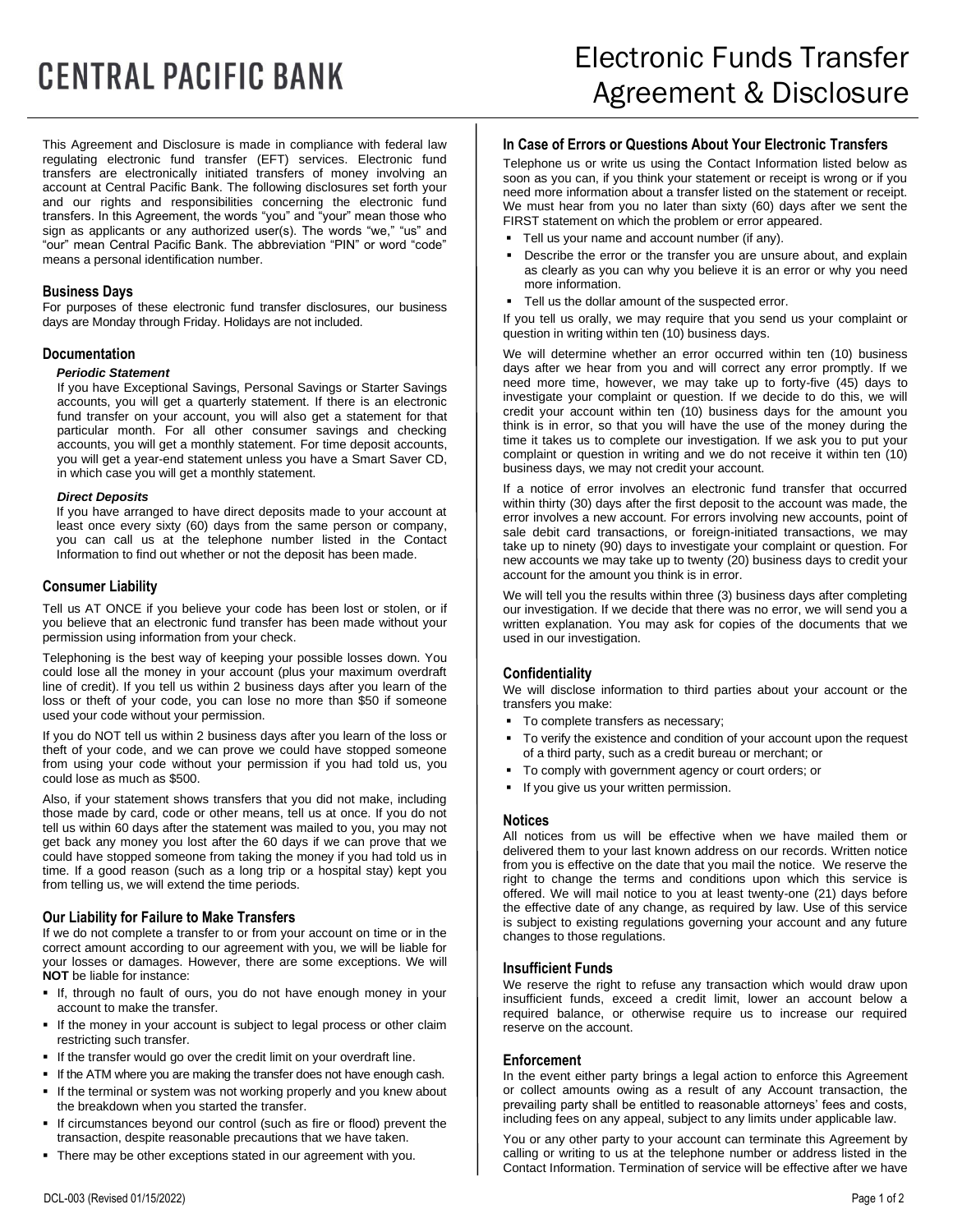# CENTRAL PACIFIC BANK

# Electronic Funds Transfer Agreement & Disclosure

This Agreement and Disclosure is made in compliance with federal law regulating electronic fund transfer (EFT) services. Electronic fund transfers are electronically initiated transfers of money involving an account at Central Pacific Bank. The following disclosures set forth your and our rights and responsibilities concerning the electronic fund transfers. In this Agreement, the words "you" and "your" mean those who sign as applicants or any authorized user(s). The words "we," "us" and "our" mean Central Pacific Bank. The abbreviation "PIN" or word "code" means a personal identification number.

## Business Days

For purposes of these electronic fund transfer disclosures, our business days are Monday through Friday. Holidays are not included.

## Documentation

### *Periodic Statement*

If you have Exceptional Savings, Personal Savings or Starter Savings accounts, you will get a quarterly statement. If there is an electronic fund transfer on your account, you will also get a statement for that particular month. For all other consumer savings and checking accounts, you will get a monthly statement. For time deposit accounts, you will get a year-end statement unless you have a Smart Saver CD, in which case you will get a monthly statement.

### *Direct Deposits*

If you have arranged to have direct deposits made to your account at least once every sixty (60) days from the same person or company, you can call us at the telephone number listed in the Contact Information to find out whether or not the deposit has been made.

## Consumer Liability

Tell us AT ONCE if you believe your code has been lost or stolen, or if you believe that an electronic fund transfer has been made without your permission using information from your check.

Telephoning is the best way of keeping your possible losses down. You could lose all the money in your account (plus your maximum overdraft line of credit). If you tell us within 2 business days after you learn of the loss or theft of your code, you can lose no more than $50 if someone used your code without your permission.

If you do NOT tell us within 2 business days after you learn of the loss or theft of your code, and we can prove we could have stopped someone from using your code without your permission if you had told us, you could lose as much as $500.

Also, if your statement shows transfers that you did not make, including those made by card, code or other means, tell us at once. If you do not tell us within 60 days after the statement was mailed to you, you may not get back any money you lost after the 60 days if we can prove that we could have stopped someone from taking the money if you had told us in time. If a good reason (such as a long trip or a hospital stay) kept you from telling us, we will extend the time periods.

## Our Liability for Failure to Make Transfers

If we do not complete a transfer to or from your account on time or in the correct amount according to our agreement with you, we will be liable for your losses or damages. However, there are some exceptions. We will **NOT** be liable for instance:

- If, through no fault of ours, you do not have enough money in your account to make the transfer.
- If the money in your account is subject to legal process or other claim restricting such transfer.
- If the transfer would go over the credit limit on your overdraft line.
- If the ATM where you are making the transfer does not have enough cash.
- If the terminal or system was not working properly and you knew about the breakdown when you started the transfer.
- If circumstances beyond our control (such as fire or flood) prevent the transaction, despite reasonable precautions that we have taken.
- There may be other exceptions stated in our agreement with you.

## In Case of Errors or Questions About Your Electronic Transfers

Telephone us or write us using the Contact Information listed below as soon as you can, if you think your statement or receipt is wrong or if you need more information about a transfer listed on the statement or receipt. We must hear from you no later than sixty (60) days after we sent the FIRST statement on which the problem or error appeared.

- Tell us your name and account number (if any).
- Describe the error or the transfer you are unsure about, and explain as clearly as you can why you believe it is an error or why you need more information.
- Tell us the dollar amount of the suspected error.

If you tell us orally, we may require that you send us your complaint or question in writing within ten (10) business days.

We will determine whether an error occurred within ten (10) business days after we hear from you and will correct any error promptly. If we need more time, however, we may take up to forty-five (45) days to investigate your complaint or question. If we decide to do this, we will credit your account within ten (10) business days for the amount you think is in error, so that you will have the use of the money during the time it takes us to complete our investigation. If we ask you to put your complaint or question in writing and we do not receive it within ten (10) business days, we may not credit your account.

If a notice of error involves an electronic fund transfer that occurred within thirty (30) days after the first deposit to the account was made, the error involves a new account. For errors involving new accounts, point of sale debit card transactions, or foreign-initiated transactions, we may take up to ninety (90) days to investigate your complaint or question. For new accounts we may take up to twenty (20) business days to credit your account for the amount you think is in error.

We will tell you the results within three (3) business days after completing our investigation. If we decide that there was no error, we will send you a written explanation. You may ask for copies of the documents that we used in our investigation.

## Confidentiality

We will disclose information to third parties about your account or the transfers you make:

- To complete transfers as necessary;
- To verify the existence and condition of your account upon the request of a third party, such as a credit bureau or merchant; or
- To comply with government agency or court orders; or
- If you give us your written permission.

## Notices

All notices from us will be effective when we have mailed them or delivered them to your last known address on our records. Written notice from you is effective on the date that you mail the notice. We reserve the right to change the terms and conditions upon which this service is offered. We will mail notice to you at least twenty-one (21) days before the effective date of any change, as required by law. Use of this service is subject to existing regulations governing your account and any future changes to those regulations.

## Insufficient Funds

We reserve the right to refuse any transaction which would draw upon insufficient funds, exceed a credit limit, lower an account below a required balance, or otherwise require us to increase our required reserve on the account.

## Enforcement

In the event either party brings a legal action to enforce this Agreement or collect amounts owing as a result of any Account transaction, the prevailing party shall be entitled to reasonable attorneys' fees and costs, including fees on any appeal, subject to any limits under applicable law.

You or any other party to your account can terminate this Agreement by calling or writing to us at the telephone number or address listed in the Contact Information. Termination of service will be effective after we have

DCL-003 (Revised 01/15/2022)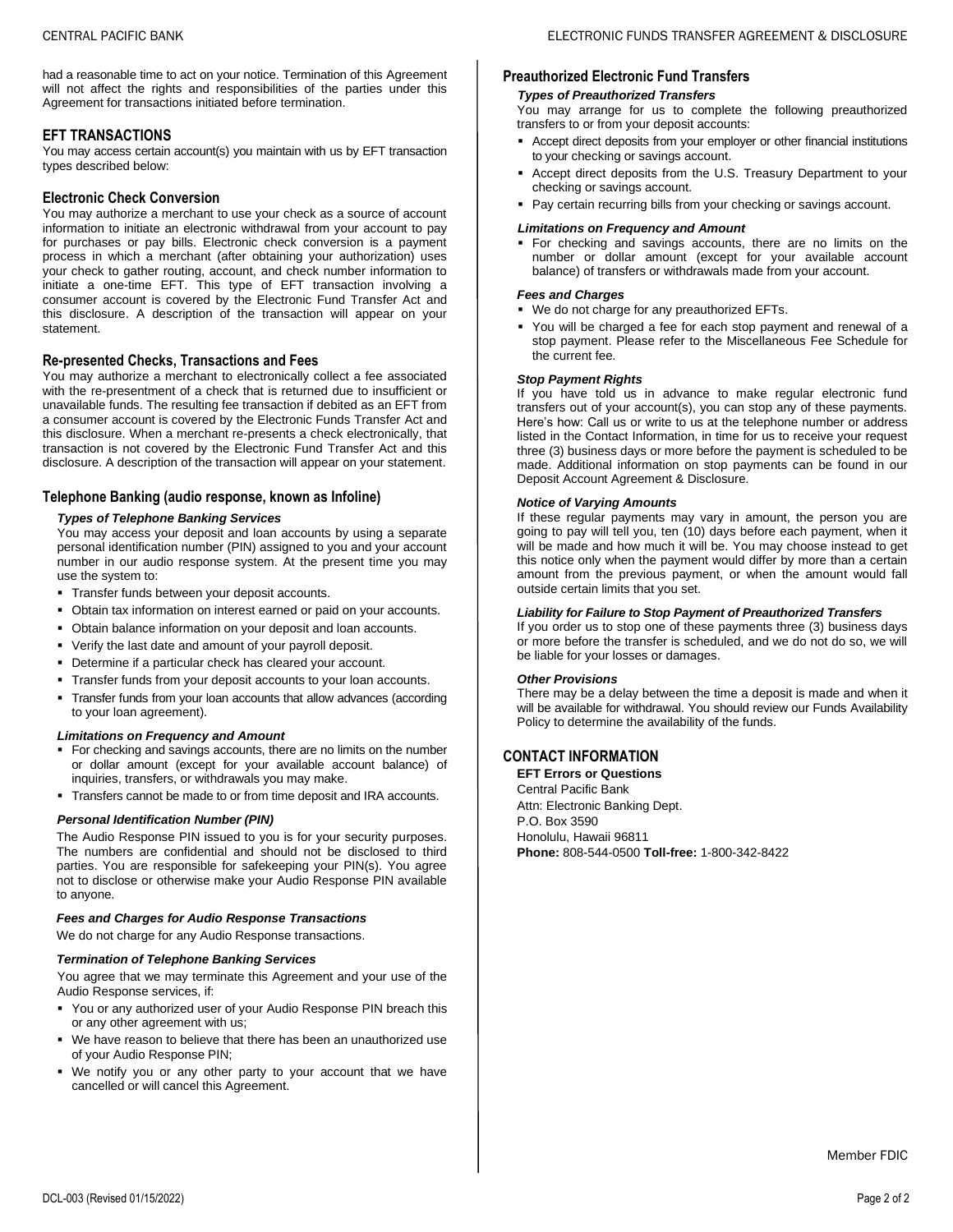had a reasonable time to act on your notice. Termination of this Agreement will not affect the rights and responsibilities of the parties under this Agreement for transactions initiated before termination.

## EFT TRANSACTIONS

You may access certain account(s) you maintain with us by EFT transaction types described below:

### Electronic Check Conversion

You may authorize a merchant to use your check as a source of account information to initiate an electronic withdrawal from your account to pay for purchases or pay bills. Electronic check conversion is a payment process in which a merchant (after obtaining your authorization) uses your check to gather routing, account, and check number information to initiate a one-time EFT. This type of EFT transaction involving a consumer account is covered by the Electronic Fund Transfer Act and this disclosure. A description of the transaction will appear on your statement.

### Re-presented Checks, Transactions and Fees

You may authorize a merchant to electronically collect a fee associated with the re-presentment of a check that is returned due to insufficient or unavailable funds. The resulting fee transaction if debited as an EFT from a consumer account is covered by the Electronic Funds Transfer Act and this disclosure. When a merchant re-presents a check electronically, that transaction is not covered by the Electronic Fund Transfer Act and this disclosure. A description of the transaction will appear on your statement.

### Telephone Banking (audio response, known as Infoline)

***Types of Telephone Banking Services***

You may access your deposit and loan accounts by using a separate personal identification number (PIN) assigned to you and your account number in our audio response system. At the present time you may use the system to:

- Transfer funds between your deposit accounts.
- Obtain tax information on interest earned or paid on your accounts.
- Obtain balance information on your deposit and loan accounts.
- Verify the last date and amount of your payroll deposit.
- Determine if a particular check has cleared your account.
- Transfer funds from your deposit accounts to your loan accounts.
- Transfer funds from your loan accounts that allow advances (according to your loan agreement).

***Limitations on Frequency and Amount***

- For checking and savings accounts, there are no limits on the number or dollar amount (except for your available account balance) of inquiries, transfers, or withdrawals you may make.
- Transfers cannot be made to or from time deposit and IRA accounts.

***Personal Identification Number (PIN)***

The Audio Response PIN issued to you is for your security purposes. The numbers are confidential and should not be disclosed to third parties. You are responsible for safekeeping your PIN(s). You agree not to disclose or otherwise make your Audio Response PIN available to anyone.

***Fees and Charges for Audio Response Transactions***

We do not charge for any Audio Response transactions.

***Termination of Telephone Banking Services***

You agree that we may terminate this Agreement and your use of the Audio Response services, if:

- You or any authorized user of your Audio Response PIN breach this or any other agreement with us;
- We have reason to believe that there has been an unauthorized use of your Audio Response PIN;
- We notify you or any other party to your account that we have cancelled or will cancel this Agreement.

### Preauthorized Electronic Fund Transfers

***Types of Preauthorized Transfers***

You may arrange for us to complete the following preauthorized transfers to or from your deposit accounts:

- Accept direct deposits from your employer or other financial institutions to your checking or savings account.
- Accept direct deposits from the U.S. Treasury Department to your checking or savings account.
- Pay certain recurring bills from your checking or savings account.

***Limitations on Frequency and Amount***

- For checking and savings accounts, there are no limits on the number or dollar amount (except for your available account balance) of transfers or withdrawals made from your account.

***Fees and Charges***

- We do not charge for any preauthorized EFTs.
- You will be charged a fee for each stop payment and renewal of a stop payment. Please refer to the Miscellaneous Fee Schedule for the current fee.

***Stop Payment Rights***

If you have told us in advance to make regular electronic fund transfers out of your account(s), you can stop any of these payments. Here's how: Call us or write to us at the telephone number or address listed in the Contact Information, in time for us to receive your request three (3) business days or more before the payment is scheduled to be made. Additional information on stop payments can be found in our Deposit Account Agreement & Disclosure.

***Notice of Varying Amounts***

If these regular payments may vary in amount, the person you are going to pay will tell you, ten (10) days before each payment, when it will be made and how much it will be. You may choose instead to get this notice only when the payment would differ by more than a certain amount from the previous payment, or when the amount would fall outside certain limits that you set.

***Liability for Failure to Stop Payment of Preauthorized Transfers***

If you order us to stop one of these payments three (3) business days or more before the transfer is scheduled, and we do not do so, we will be liable for your losses or damages.

***Other Provisions***

There may be a delay between the time a deposit is made and when it will be available for withdrawal. You should review our Funds Availability Policy to determine the availability of the funds.

## CONTACT INFORMATION

**EFT Errors or Questions**
Central Pacific Bank
Attn: Electronic Banking Dept.
P.O. Box 3590
Honolulu, Hawaii 96811
**Phone:** 808-544-0500 **Toll-free:** 1-800-342-8422

Member FDIC

DCL-003 (Revised 01/15/2022)